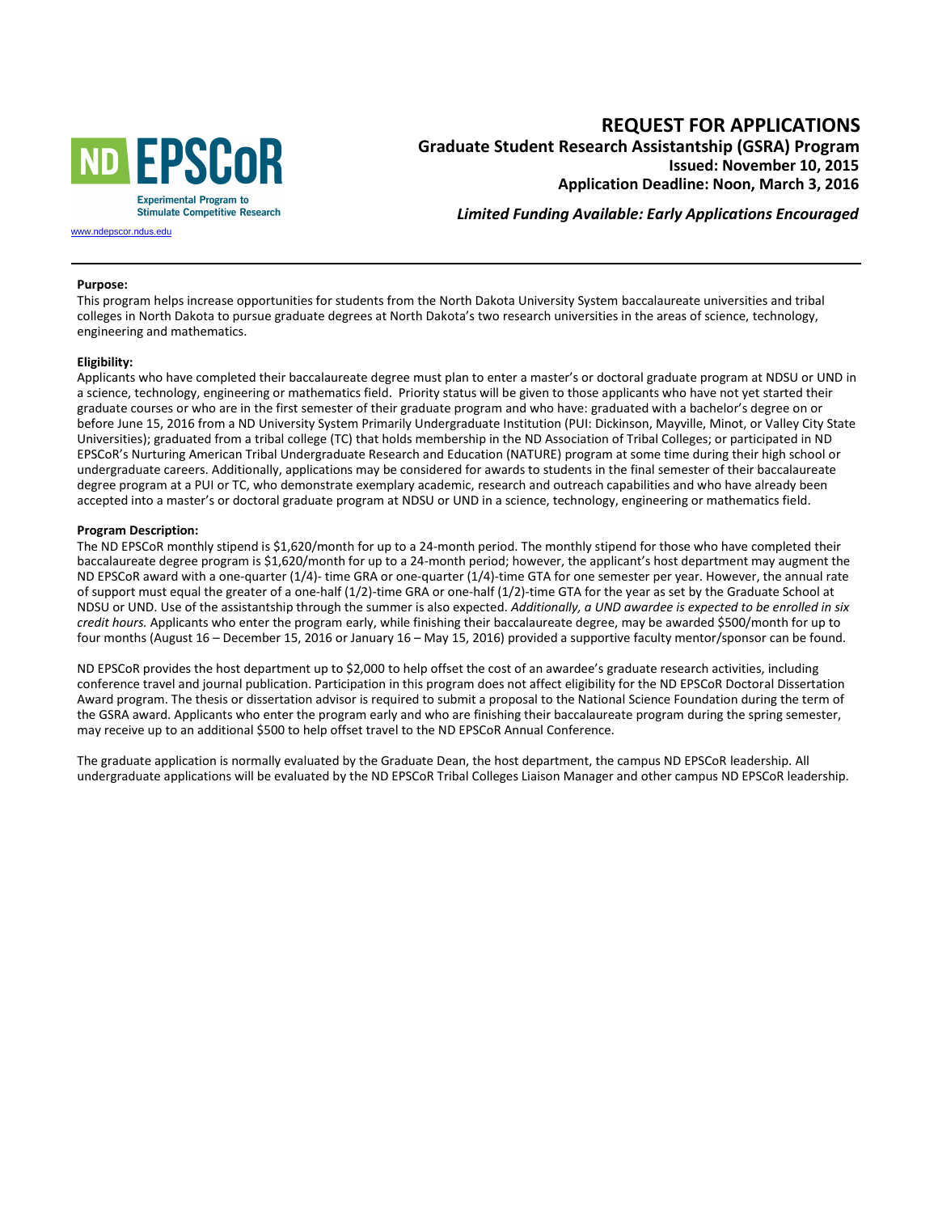ND EPSCoR
Experimental Program to Stimulate Competitive Research
www.ndepscor.ndus.edu

# REQUEST FOR APPLICATIONS

## Graduate Student Research Assistantship (GSRA) Program

**Issued: November 10, 2015**

**Application Deadline: Noon, March 3, 2016**

***Limited Funding Available: Early Applications Encouraged***

---

**Purpose:**

This program helps increase opportunities for students from the North Dakota University System baccalaureate universities and tribal colleges in North Dakota to pursue graduate degrees at North Dakota's two research universities in the areas of science, technology, engineering and mathematics.

**Eligibility:**

Applicants who have completed their baccalaureate degree must plan to enter a master's or doctoral graduate program at NDSU or UND in a science, technology, engineering or mathematics field. Priority status will be given to those applicants who have not yet started their graduate courses or who are in the first semester of their graduate program and who have: graduated with a bachelor's degree on or before June 15, 2016 from a ND University System Primarily Undergraduate Institution (PUI: Dickinson, Mayville, Minot, or Valley City State Universities); graduated from a tribal college (TC) that holds membership in the ND Association of Tribal Colleges; or participated in ND EPSCoR's Nurturing American Tribal Undergraduate Research and Education (NATURE) program at some time during their high school or undergraduate careers. Additionally, applications may be considered for awards to students in the final semester of their baccalaureate degree program at a PUI or TC, who demonstrate exemplary academic, research and outreach capabilities and who have already been accepted into a master's or doctoral graduate program at NDSU or UND in a science, technology, engineering or mathematics field.

**Program Description:**

The ND EPSCoR monthly stipend is $1,620/month for up to a 24-month period. The monthly stipend for those who have completed their baccalaureate degree program is $1,620/month for up to a 24-month period; however, the applicant's host department may augment the ND EPSCoR award with a one-quarter (1/4)- time GRA or one-quarter (1/4)-time GTA for one semester per year. However, the annual rate of support must equal the greater of a one-half (1/2)-time GRA or one-half (1/2)-time GTA for the year as set by the Graduate School at NDSU or UND. Use of the assistantship through the summer is also expected. *Additionally, a UND awardee is expected to be enrolled in six credit hours.* Applicants who enter the program early, while finishing their baccalaureate degree, may be awarded $500/month for up to four months (August 16 – December 15, 2016 or January 16 – May 15, 2016) provided a supportive faculty mentor/sponsor can be found.

ND EPSCoR provides the host department up to $2,000 to help offset the cost of an awardee's graduate research activities, including conference travel and journal publication. Participation in this program does not affect eligibility for the ND EPSCoR Doctoral Dissertation Award program. The thesis or dissertation advisor is required to submit a proposal to the National Science Foundation during the term of the GSRA award. Applicants who enter the program early and who are finishing their baccalaureate program during the spring semester, may receive up to an additional $500 to help offset travel to the ND EPSCoR Annual Conference.

The graduate application is normally evaluated by the Graduate Dean, the host department, the campus ND EPSCoR leadership. All undergraduate applications will be evaluated by the ND EPSCoR Tribal Colleges Liaison Manager and other campus ND EPSCoR leadership.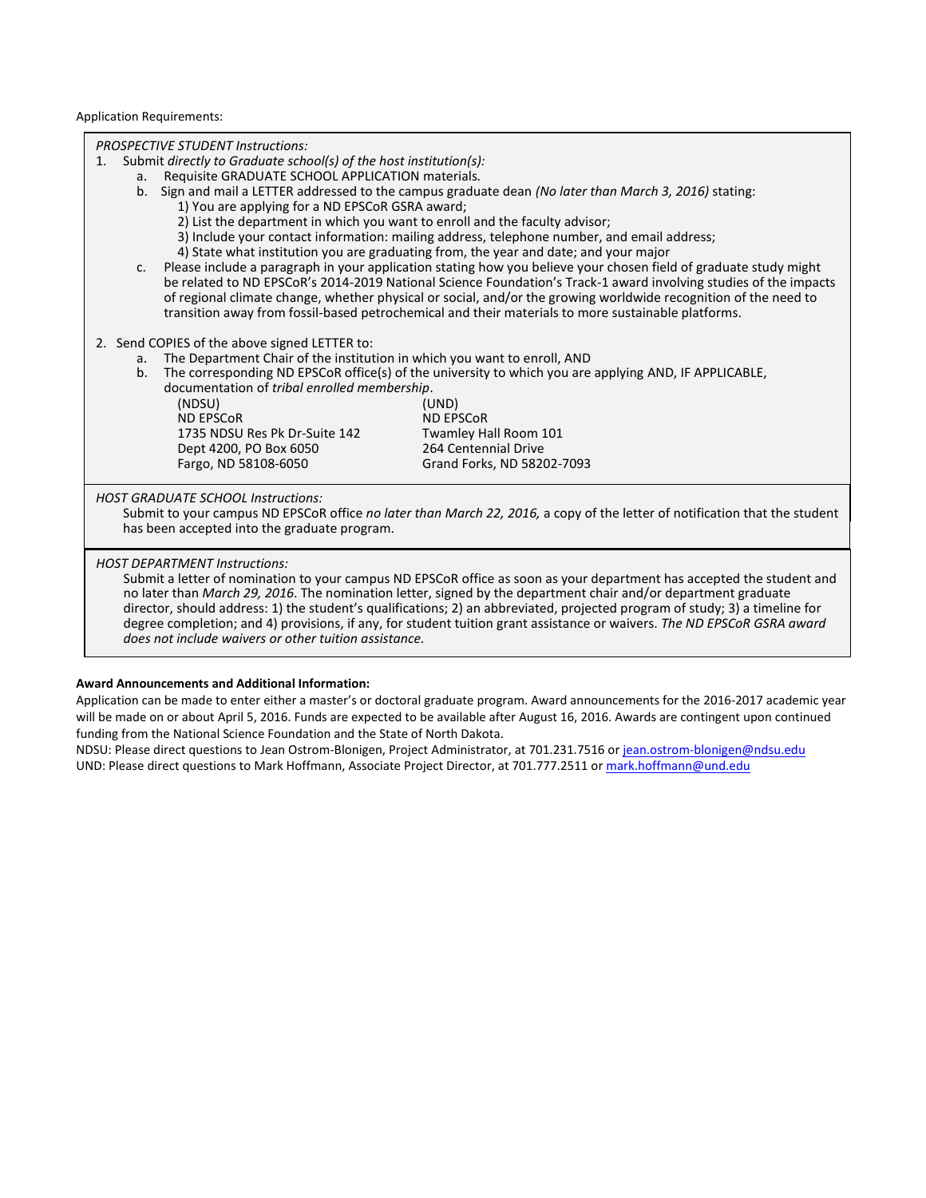Application Requirements:

*PROSPECTIVE STUDENT Instructions:*

1. Submit *directly to Graduate school(s) of the host institution(s):*
   a. Requisite GRADUATE SCHOOL APPLICATION materials.
   b. Sign and mail a LETTER addressed to the campus graduate dean *(No later than March 3, 2016)* stating:
      1) You are applying for a ND EPSCoR GSRA award;
      2) List the department in which you want to enroll and the faculty advisor;
      3) Include your contact information: mailing address, telephone number, and email address;
      4) State what institution you are graduating from, the year and date; and your major
   c. Please include a paragraph in your application stating how you believe your chosen field of graduate study might be related to ND EPSCoR's 2014-2019 National Science Foundation's Track-1 award involving studies of the impacts of regional climate change, whether physical or social, and/or the growing worldwide recognition of the need to transition away from fossil-based petrochemical and their materials to more sustainable platforms.

2. Send COPIES of the above signed LETTER to:
   a. The Department Chair of the institution in which you want to enroll, AND
   b. The corresponding ND EPSCoR office(s) of the university to which you are applying AND, IF APPLICABLE, documentation of *tribal enrolled membership*.

(NDSU)
ND EPSCoR
1735 NDSU Res Pk Dr-Suite 142
Dept 4200, PO Box 6050
Fargo, ND 58108-6050

(UND)
ND EPSCoR
Twamley Hall Room 101
264 Centennial Drive
Grand Forks, ND 58202-7093

*HOST GRADUATE SCHOOL Instructions:*

Submit to your campus ND EPSCoR office *no later than March 22, 2016,* a copy of the letter of notification that the student has been accepted into the graduate program.

*HOST DEPARTMENT Instructions:*

Submit a letter of nomination to your campus ND EPSCoR office as soon as your department has accepted the student and no later than *March 29, 2016*. The nomination letter, signed by the department chair and/or department graduate director, should address: 1) the student's qualifications; 2) an abbreviated, projected program of study; 3) a timeline for degree completion; and 4) provisions, if any, for student tuition grant assistance or waivers. *The ND EPSCoR GSRA award does not include waivers or other tuition assistance.*

**Award Announcements and Additional Information:**

Application can be made to enter either a master's or doctoral graduate program. Award announcements for the 2016-2017 academic year will be made on or about April 5, 2016. Funds are expected to be available after August 16, 2016. Awards are contingent upon continued funding from the National Science Foundation and the State of North Dakota.

NDSU: Please direct questions to Jean Ostrom-Blonigen, Project Administrator, at 701.231.7516 or jean.ostrom-blonigen@ndsu.edu

UND: Please direct questions to Mark Hoffmann, Associate Project Director, at 701.777.2511 or mark.hoffmann@und.edu